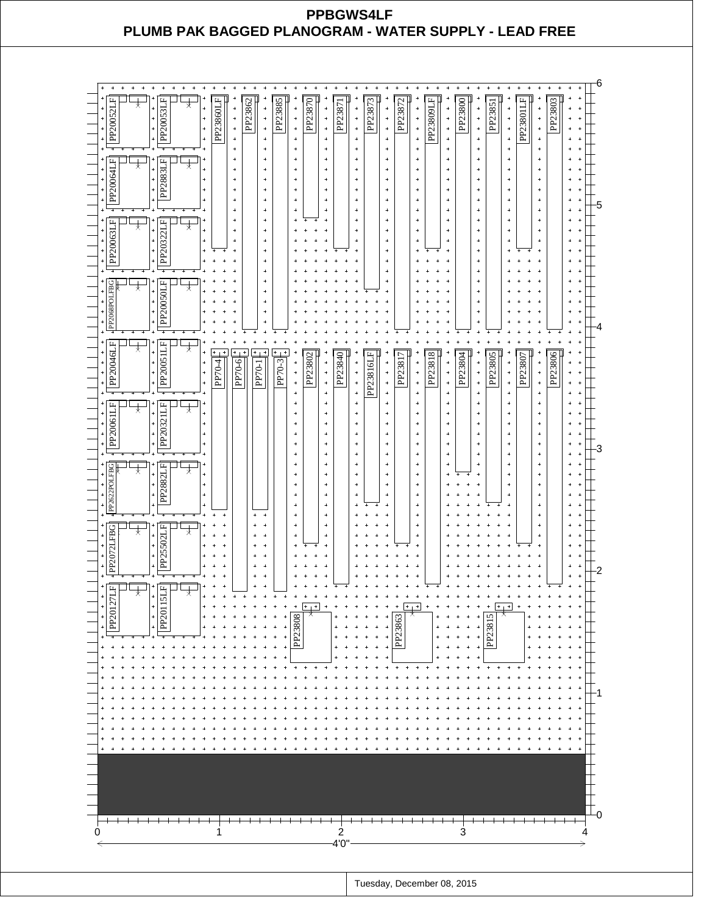# PPBGWS4LF

## PLUMB PAK BAGGED PLANOGRAM - WATER SUPPLY - LEAD FREE

PP20052LF
PP20053LF
PP23860LF
PP23862
PP23885
PP23870
PP23871
PP23873
PP23872
PP23809LF
PP23800
PP23851
PP23801LF
PP23803

PP20064LF
PP2883LF

PP20063LF
PP20322LF

PP2068POLFBG
PP20050LF

PP20046LF
PP20051LF
PP70-4
PP70-6
PP70-1
PP70-3
PP23802
PP23840
PP23816LF
PP23817
PP23818
PP23804
PP23805
PP23807
PP23806

PP20061LF
PP20321LF

PP2622POLFBG
PP2882LF

PP2072LFBG
PP25502LF

PP20127LF
PP20115LF
PP23808
PP23863
PP23815

0 1 2 3 4

4'0"

6 5 4 3 2 1 0

Tuesday, December 08, 2015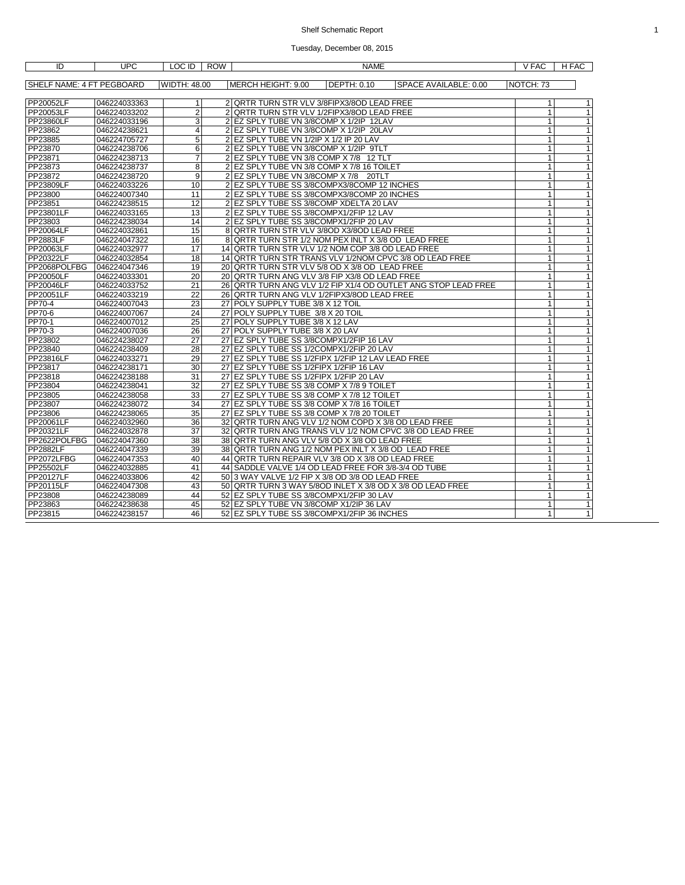Shelf Schematic Report

Tuesday, December 08, 2015

| ID | UPC | LOC ID | ROW | NAME | V FAC | H FAC |
|---|---|---|---|---|---|---|
| SHELF NAME: 4 FT PEGBOARD | | WIDTH: 48.00 | | MERCH HEIGHT: 9.00 DEPTH: 0.10 SPACE AVAILABLE: 0.00 | NOTCH: 73 | |
| PP20052LF | 046224033363 | 1 | 2 | QRTR TURN STR VLV 3/8FIPX3/8OD LEAD FREE | 1 | 1 |
| PP20053LF | 046224033202 | 2 | 2 | QRTR TURN STR VLV 1/2FIPX3/8OD LEAD FREE | 1 | 1 |
| PP23860LF | 046224033196 | 3 | 2 | EZ SPLY TUBE VN 3/8COMP X 1/2IP 12LAV | 1 | 1 |
| PP23862 | 046224238621 | 4 | 2 | EZ SPLY TUBE VN 3/8COMP X 1/2IP 20LAV | 1 | 1 |
| PP23885 | 046224705727 | 5 | 2 | EZ SPLY TUBE VN 1/2IP X 1/2 IP 20 LAV | 1 | 1 |
| PP23870 | 046224238706 | 6 | 2 | EZ SPLY TUBE VN 3/8COMP X 1/2IP 9TLT | 1 | 1 |
| PP23871 | 046224238713 | 7 | 2 | EZ SPLY TUBE VN 3/8 COMP X 7/8 12 TLT | 1 | 1 |
| PP23873 | 046224238737 | 8 | 2 | EZ SPLY TUBE VN 3/8 COMP X 7/8 16 TOILET | 1 | 1 |
| PP23872 | 046224238720 | 9 | 2 | EZ SPLY TUBE VN 3/8COMP X 7/8 20TLT | 1 | 1 |
| PP23809LF | 046224033226 | 10 | 2 | EZ SPLY TUBE SS 3/8COMPX3/8COMP 12 INCHES | 1 | 1 |
| PP23800 | 046224007340 | 11 | 2 | EZ SPLY TUBE SS 3/8COMPX3/8COMP 20 INCHES | 1 | 1 |
| PP23851 | 046224238515 | 12 | 2 | EZ SPLY TUBE SS 3/8COMP XDELTA 20 LAV | 1 | 1 |
| PP23801LF | 046224033165 | 13 | 2 | EZ SPLY TUBE SS 3/8COMPX1/2FIP 12 LAV | 1 | 1 |
| PP23803 | 046224238034 | 14 | 2 | EZ SPLY TUBE SS 3/8COMPX1/2FIP 20 LAV | 1 | 1 |
| PP20064LF | 046224032861 | 15 | 8 | QRTR TURN STR VLV 3/8OD X3/8OD LEAD FREE | 1 | 1 |
| PP2883LF | 046224047322 | 16 | 8 | QRTR TURN STR 1/2 NOM PEX INLT X 3/8 OD LEAD FREE | 1 | 1 |
| PP20063LF | 046224032977 | 17 | 14 | QRTR TURN STR VLV 1/2 NOM COP 3/8 OD LEAD FREE | 1 | 1 |
| PP20322LF | 046224032854 | 18 | 14 | QRTR TURN STR TRANS VLV 1/2NOM CPVC 3/8 OD LEAD FREE | 1 | 1 |
| PP2068POLFBG | 046224047346 | 19 | 20 | QRTR TURN STR VLV 5/8 OD X 3/8 OD LEAD FREE | 1 | 1 |
| PP20050LF | 046224033301 | 20 | 20 | QRTR TURN ANG VLV 3/8 FIP X3/8 OD LEAD FREE | 1 | 1 |
| PP20046LF | 046224033752 | 21 | 26 | QRTR TURN ANG VLV 1/2 FIP X1/4 OD OUTLET ANG STOP LEAD FREE | 1 | 1 |
| PP20051LF | 046224033219 | 22 | 26 | QRTR TURN ANG VLV 1/2FIPX3/8OD LEAD FREE | 1 | 1 |
| PP70-4 | 046224007043 | 23 | 27 | POLY SUPPLY TUBE 3/8 X 12 TOIL | 1 | 1 |
| PP70-6 | 046224007067 | 24 | 27 | POLY SUPPLY TUBE 3/8 X 20 TOIL | 1 | 1 |
| PP70-1 | 046224007012 | 25 | 27 | POLY SUPPLY TUBE 3/8 X 12 LAV | 1 | 1 |
| PP70-3 | 046224007036 | 26 | 27 | POLY SUPPLY TUBE 3/8 X 20 LAV | 1 | 1 |
| PP23802 | 046224238027 | 27 | 27 | EZ SPLY TUBE SS 3/8COMPX1/2FIP 16 LAV | 1 | 1 |
| PP23840 | 046224238409 | 28 | 27 | EZ SPLY TUBE SS 1/2COMPX1/2FIP 20 LAV | 1 | 1 |
| PP23816LF | 046224033271 | 29 | 27 | EZ SPLY TUBE SS 1/2FIPX 1/2FIP 12 LAV LEAD FREE | 1 | 1 |
| PP23817 | 046224238171 | 30 | 27 | EZ SPLY TUBE SS 1/2FIPX 1/2FIP 16 LAV | 1 | 1 |
| PP23818 | 046224238188 | 31 | 27 | EZ SPLY TUBE SS 1/2FIPX 1/2FIP 20 LAV | 1 | 1 |
| PP23804 | 046224238041 | 32 | 27 | EZ SPLY TUBE SS 3/8 COMP X 7/8 9 TOILET | 1 | 1 |
| PP23805 | 046224238058 | 33 | 27 | EZ SPLY TUBE SS 3/8 COMP X 7/8 12 TOILET | 1 | 1 |
| PP23807 | 046224238072 | 34 | 27 | EZ SPLY TUBE SS 3/8 COMP X 7/8 16 TOILET | 1 | 1 |
| PP23806 | 046224238065 | 35 | 27 | EZ SPLY TUBE SS 3/8 COMP X 7/8 20 TOILET | 1 | 1 |
| PP20061LF | 046224032960 | 36 | 32 | QRTR TURN ANG VLV 1/2 NOM COPD X 3/8 OD LEAD FREE | 1 | 1 |
| PP20321LF | 046224032878 | 37 | 32 | QRTR TURN ANG TRANS VLV 1/2 NOM CPVC 3/8 OD LEAD FREE | 1 | 1 |
| PP2622POLFBG | 046224047360 | 38 | 38 | QRTR TURN ANG VLV 5/8 OD X 3/8 OD LEAD FREE | 1 | 1 |
| PP2882LF | 046224047339 | 39 | 38 | QRTR TURN ANG 1/2 NOM PEX INLT X 3/8 OD LEAD FREE | 1 | 1 |
| PP2072LFBG | 046224047353 | 40 | 44 | QRTR TURN REPAIR VLV 3/8 OD X 3/8 OD LEAD FREE | 1 | 1 |
| PP25502LF | 046224032885 | 41 | 44 | SADDLE VALVE 1/4 OD LEAD FREE FOR 3/8-3/4 OD TUBE | 1 | 1 |
| PP20127LF | 046224033806 | 42 | 50 | 3 WAY VALVE 1/2 FIP X 3/8 OD 3/8 OD LEAD FREE | 1 | 1 |
| PP20115LF | 046224047308 | 43 | 50 | QRTR TURN 3 WAY 5/8OD INLET X 3/8 OD X 3/8 OD LEAD FREE | 1 | 1 |
| PP23808 | 046224238089 | 44 | 52 | EZ SPLY TUBE SS 3/8COMPX1/2FIP 30 LAV | 1 | 1 |
| PP23863 | 046224238638 | 45 | 52 | EZ SPLY TUBE VN 3/8COMP X1/2IP 36 LAV | 1 | 1 |
| PP23815 | 046224238157 | 46 | 52 | EZ SPLY TUBE SS 3/8COMPX1/2FIP 36 INCHES | 1 | 1 |